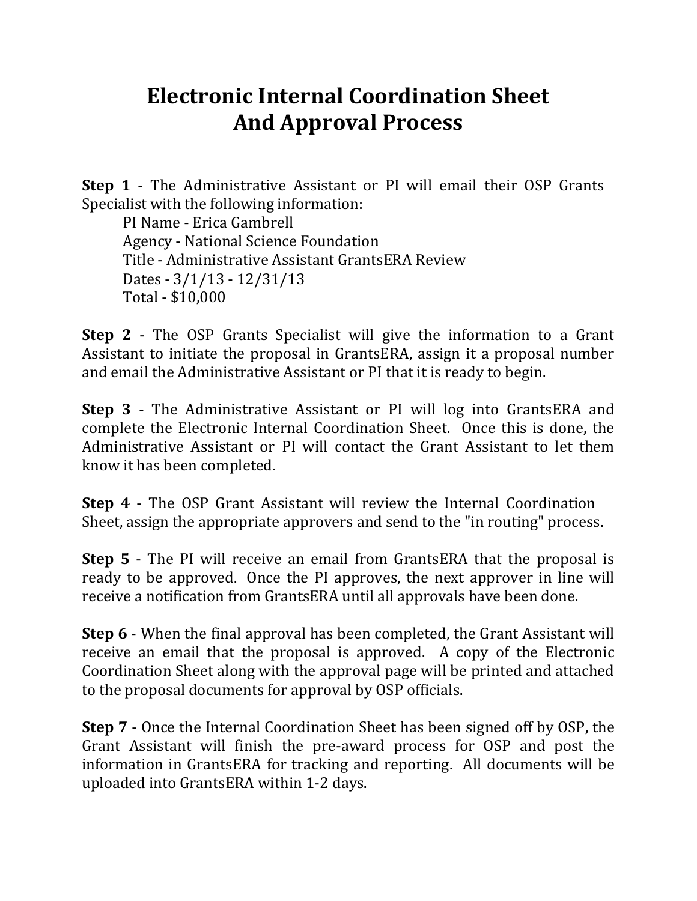# Electronic Internal Coordination Sheet And Approval Process

**Step 1** - The Administrative Assistant or PI will email their OSP Grants Specialist with the following information:

PI Name - Erica Gambrell
Agency - National Science Foundation
Title - Administrative Assistant GrantsERA Review
Dates - 3/1/13 - 12/31/13
Total - $10,000

**Step 2** - The OSP Grants Specialist will give the information to a Grant Assistant to initiate the proposal in GrantsERA, assign it a proposal number and email the Administrative Assistant or PI that it is ready to begin.

**Step 3** - The Administrative Assistant or PI will log into GrantsERA and complete the Electronic Internal Coordination Sheet. Once this is done, the Administrative Assistant or PI will contact the Grant Assistant to let them know it has been completed.

**Step 4** - The OSP Grant Assistant will review the Internal Coordination Sheet, assign the appropriate approvers and send to the "in routing" process.

**Step 5** - The PI will receive an email from GrantsERA that the proposal is ready to be approved. Once the PI approves, the next approver in line will receive a notification from GrantsERA until all approvals have been done.

**Step 6** - When the final approval has been completed, the Grant Assistant will receive an email that the proposal is approved. A copy of the Electronic Coordination Sheet along with the approval page will be printed and attached to the proposal documents for approval by OSP officials.

**Step 7** - Once the Internal Coordination Sheet has been signed off by OSP, the Grant Assistant will finish the pre-award process for OSP and post the information in GrantsERA for tracking and reporting. All documents will be uploaded into GrantsERA within 1-2 days.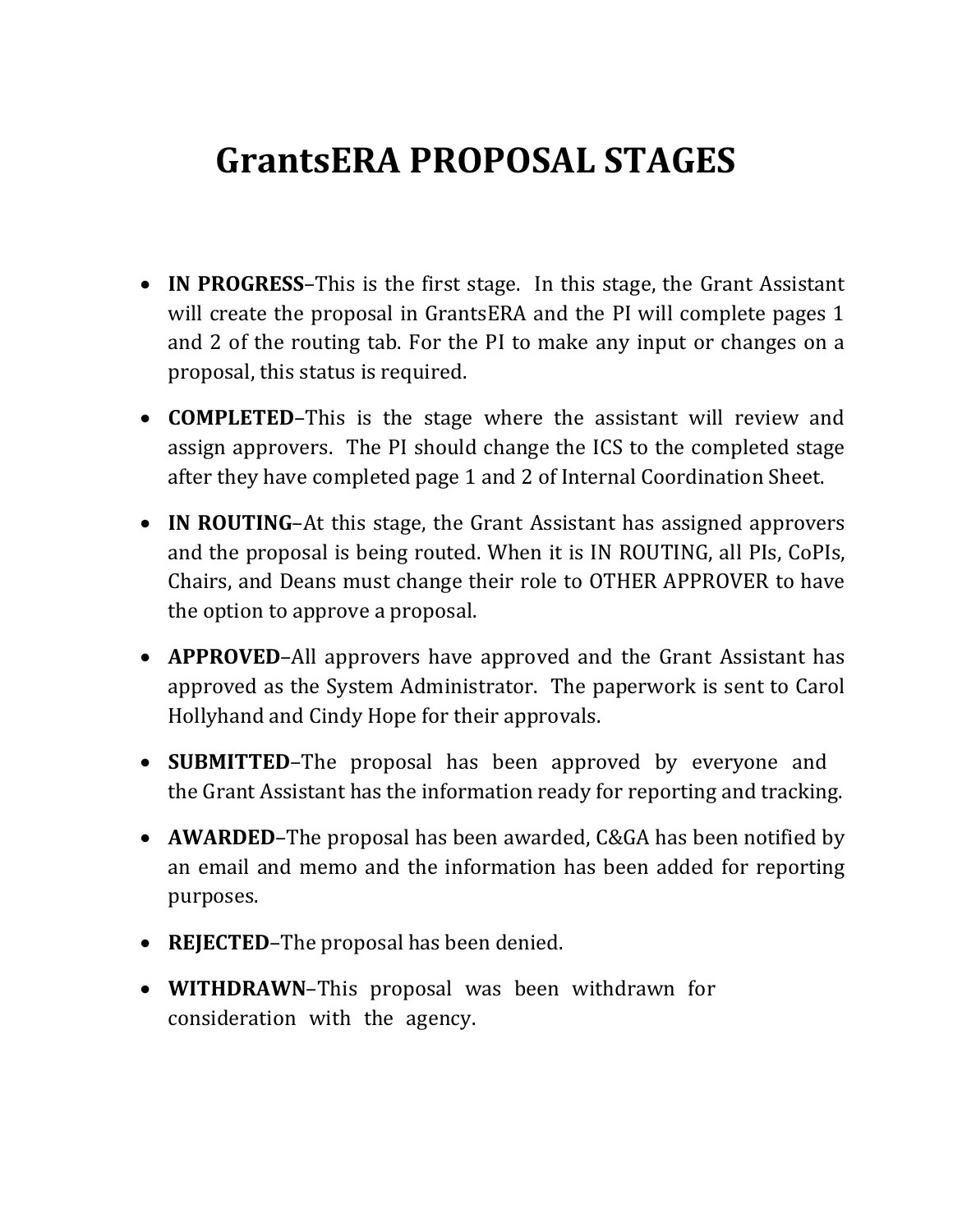# GrantsERA PROPOSAL STAGES

- **IN PROGRESS**–This is the first stage. In this stage, the Grant Assistant will create the proposal in GrantsERA and the PI will complete pages 1 and 2 of the routing tab. For the PI to make any input or changes on a proposal, this status is required.
- **COMPLETED**–This is the stage where the assistant will review and assign approvers. The PI should change the ICS to the completed stage after they have completed page 1 and 2 of Internal Coordination Sheet.
- **IN ROUTING**–At this stage, the Grant Assistant has assigned approvers and the proposal is being routed. When it is IN ROUTING, all PIs, CoPIs, Chairs, and Deans must change their role to OTHER APPROVER to have the option to approve a proposal.
- **APPROVED**–All approvers have approved and the Grant Assistant has approved as the System Administrator. The paperwork is sent to Carol Hollyhand and Cindy Hope for their approvals.
- **SUBMITTED**–The proposal has been approved by everyone and the Grant Assistant has the information ready for reporting and tracking.
- **AWARDED**–The proposal has been awarded, C&GA has been notified by an email and memo and the information has been added for reporting purposes.
- **REJECTED**–The proposal has been denied.
- **WITHDRAWN**–This proposal was been withdrawn for consideration with the agency.